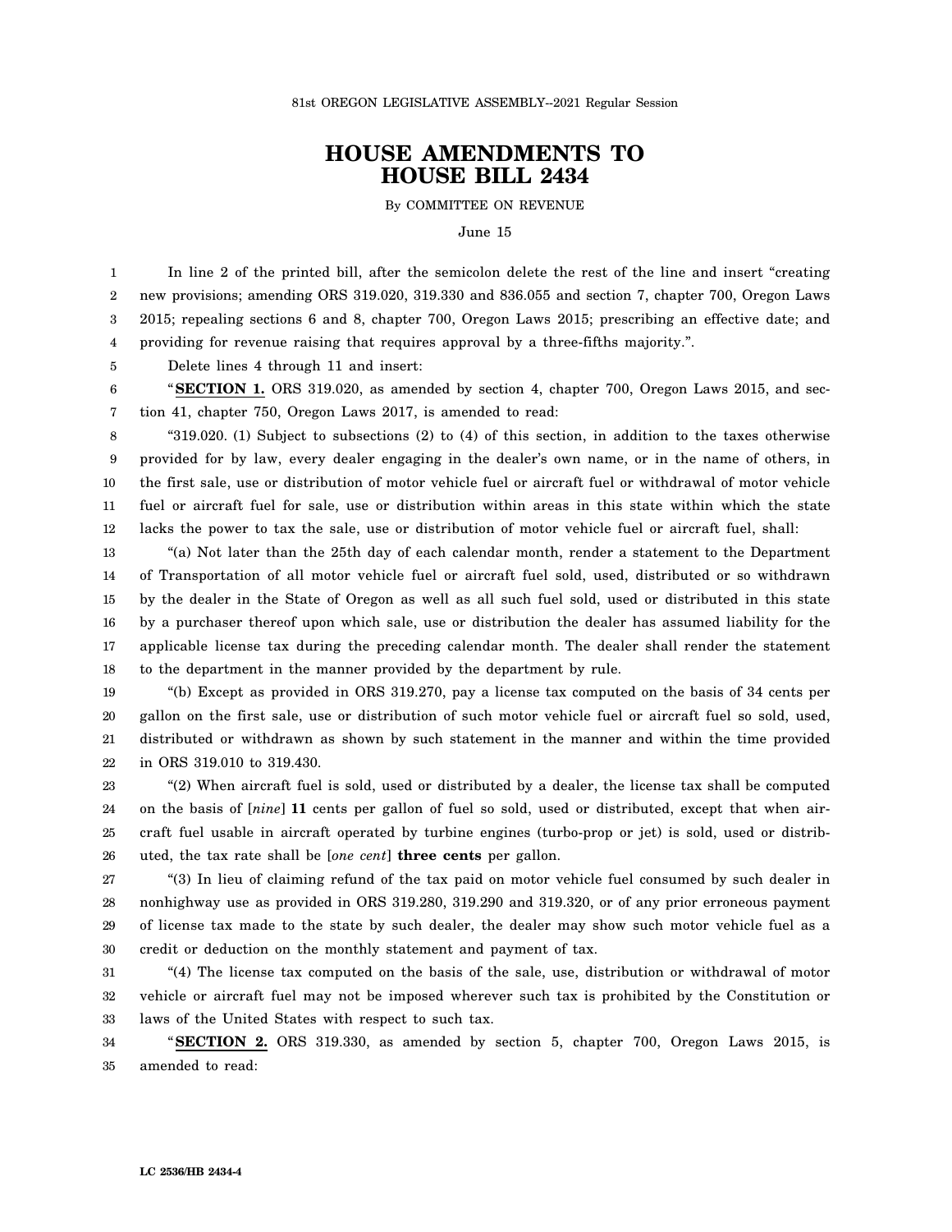81st OREGON LEGISLATIVE ASSEMBLY--2021 Regular Session

# HOUSE AMENDMENTS TO HOUSE BILL 2434

By COMMITTEE ON REVENUE

June 15

In line 2 of the printed bill, after the semicolon delete the rest of the line and insert "creating new provisions; amending ORS 319.020, 319.330 and 836.055 and section 7, chapter 700, Oregon Laws 2015; repealing sections 6 and 8, chapter 700, Oregon Laws 2015; prescribing an effective date; and providing for revenue raising that requires approval by a three-fifths majority.".

Delete lines 4 through 11 and insert:

"**SECTION 1.** ORS 319.020, as amended by section 4, chapter 700, Oregon Laws 2015, and section 41, chapter 750, Oregon Laws 2017, is amended to read:

"319.020. (1) Subject to subsections (2) to (4) of this section, in addition to the taxes otherwise provided for by law, every dealer engaging in the dealer's own name, or in the name of others, in the first sale, use or distribution of motor vehicle fuel or aircraft fuel or withdrawal of motor vehicle fuel or aircraft fuel for sale, use or distribution within areas in this state within which the state lacks the power to tax the sale, use or distribution of motor vehicle fuel or aircraft fuel, shall:

"(a) Not later than the 25th day of each calendar month, render a statement to the Department of Transportation of all motor vehicle fuel or aircraft fuel sold, used, distributed or so withdrawn by the dealer in the State of Oregon as well as all such fuel sold, used or distributed in this state by a purchaser thereof upon which sale, use or distribution the dealer has assumed liability for the applicable license tax during the preceding calendar month. The dealer shall render the statement to the department in the manner provided by the department by rule.

"(b) Except as provided in ORS 319.270, pay a license tax computed on the basis of 34 cents per gallon on the first sale, use or distribution of such motor vehicle fuel or aircraft fuel so sold, used, distributed or withdrawn as shown by such statement in the manner and within the time provided in ORS 319.010 to 319.430.

"(2) When aircraft fuel is sold, used or distributed by a dealer, the license tax shall be computed on the basis of [*nine*] **11** cents per gallon of fuel so sold, used or distributed, except that when aircraft fuel usable in aircraft operated by turbine engines (turbo-prop or jet) is sold, used or distributed, the tax rate shall be [*one cent*] **three cents** per gallon.

"(3) In lieu of claiming refund of the tax paid on motor vehicle fuel consumed by such dealer in nonhighway use as provided in ORS 319.280, 319.290 and 319.320, or of any prior erroneous payment of license tax made to the state by such dealer, the dealer may show such motor vehicle fuel as a credit or deduction on the monthly statement and payment of tax.

"(4) The license tax computed on the basis of the sale, use, distribution or withdrawal of motor vehicle or aircraft fuel may not be imposed wherever such tax is prohibited by the Constitution or laws of the United States with respect to such tax.

"**SECTION 2.** ORS 319.330, as amended by section 5, chapter 700, Oregon Laws 2015, is amended to read:

LC 2536/HB 2434-4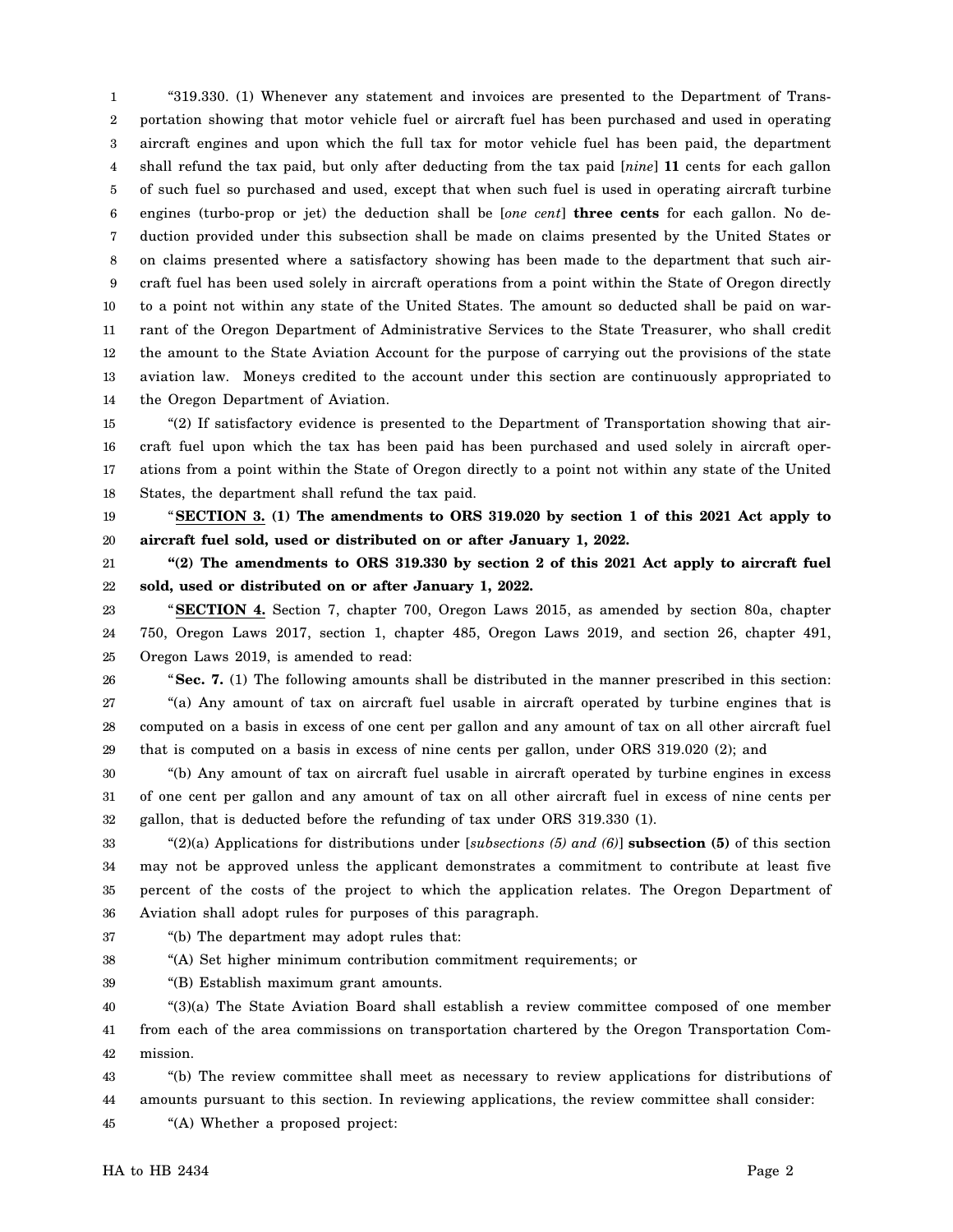"319.330. (1) Whenever any statement and invoices are presented to the Department of Transportation showing that motor vehicle fuel or aircraft fuel has been purchased and used in operating aircraft engines and upon which the full tax for motor vehicle fuel has been paid, the department shall refund the tax paid, but only after deducting from the tax paid [*nine*] **11** cents for each gallon of such fuel so purchased and used, except that when such fuel is used in operating aircraft turbine engines (turbo-prop or jet) the deduction shall be [*one cent*] **three cents** for each gallon. No deduction provided under this subsection shall be made on claims presented by the United States or on claims presented where a satisfactory showing has been made to the department that such aircraft fuel has been used solely in aircraft operations from a point within the State of Oregon directly to a point not within any state of the United States. The amount so deducted shall be paid on warrant of the Oregon Department of Administrative Services to the State Treasurer, who shall credit the amount to the State Aviation Account for the purpose of carrying out the provisions of the state aviation law. Moneys credited to the account under this section are continuously appropriated to the Oregon Department of Aviation.

"(2) If satisfactory evidence is presented to the Department of Transportation showing that aircraft fuel upon which the tax has been paid has been purchased and used solely in aircraft operations from a point within the State of Oregon directly to a point not within any state of the United States, the department shall refund the tax paid.

"**SECTION 3. (1) The amendments to ORS 319.020 by section 1 of this 2021 Act apply to aircraft fuel sold, used or distributed on or after January 1, 2022.**

**"(2) The amendments to ORS 319.330 by section 2 of this 2021 Act apply to aircraft fuel sold, used or distributed on or after January 1, 2022.**

"**SECTION 4.** Section 7, chapter 700, Oregon Laws 2015, as amended by section 80a, chapter 750, Oregon Laws 2017, section 1, chapter 485, Oregon Laws 2019, and section 26, chapter 491, Oregon Laws 2019, is amended to read:

"**Sec. 7.** (1) The following amounts shall be distributed in the manner prescribed in this section:

"(a) Any amount of tax on aircraft fuel usable in aircraft operated by turbine engines that is computed on a basis in excess of one cent per gallon and any amount of tax on all other aircraft fuel that is computed on a basis in excess of nine cents per gallon, under ORS 319.020 (2); and

"(b) Any amount of tax on aircraft fuel usable in aircraft operated by turbine engines in excess of one cent per gallon and any amount of tax on all other aircraft fuel in excess of nine cents per gallon, that is deducted before the refunding of tax under ORS 319.330 (1).

"(2)(a) Applications for distributions under [*subsections (5) and (6)*] **subsection (5)** of this section may not be approved unless the applicant demonstrates a commitment to contribute at least five percent of the costs of the project to which the application relates. The Oregon Department of Aviation shall adopt rules for purposes of this paragraph.

"(b) The department may adopt rules that:

"(A) Set higher minimum contribution commitment requirements; or

"(B) Establish maximum grant amounts.

"(3)(a) The State Aviation Board shall establish a review committee composed of one member from each of the area commissions on transportation chartered by the Oregon Transportation Commission.

"(b) The review committee shall meet as necessary to review applications for distributions of amounts pursuant to this section. In reviewing applications, the review committee shall consider:

"(A) Whether a proposed project: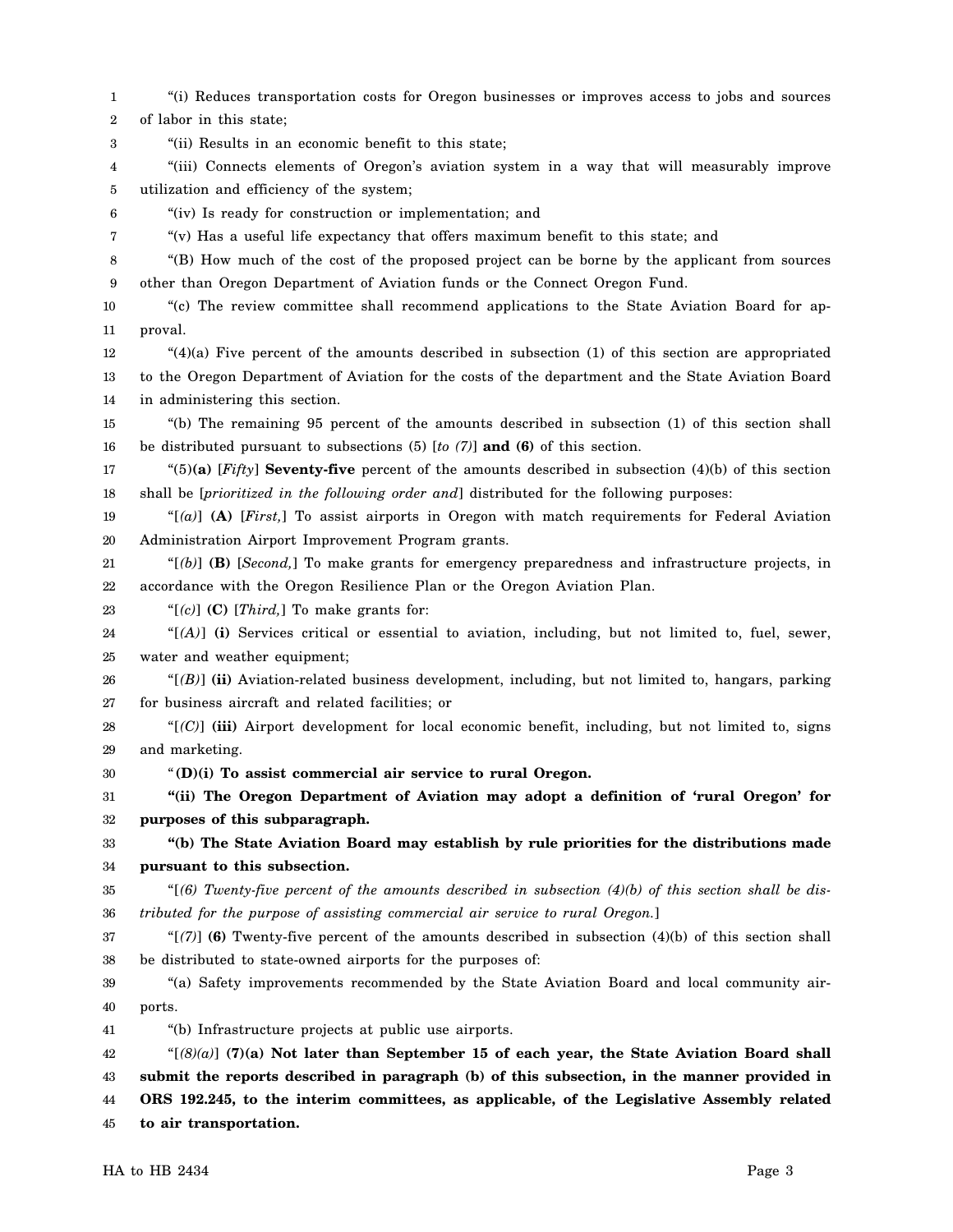"(i) Reduces transportation costs for Oregon businesses or improves access to jobs and sources of labor in this state;

"(ii) Results in an economic benefit to this state;

"(iii) Connects elements of Oregon's aviation system in a way that will measurably improve utilization and efficiency of the system;

"(iv) Is ready for construction or implementation; and

"(v) Has a useful life expectancy that offers maximum benefit to this state; and

"(B) How much of the cost of the proposed project can be borne by the applicant from sources other than Oregon Department of Aviation funds or the Connect Oregon Fund.

"(c) The review committee shall recommend applications to the State Aviation Board for approval.

"(4)(a) Five percent of the amounts described in subsection (1) of this section are appropriated to the Oregon Department of Aviation for the costs of the department and the State Aviation Board in administering this section.

"(b) The remaining 95 percent of the amounts described in subsection (1) of this section shall be distributed pursuant to subsections (5) [*to (7)*] **and (6)** of this section.

"(5)**(a)** [*Fifty*] **Seventy-five** percent of the amounts described in subsection (4)(b) of this section shall be [*prioritized in the following order and*] distributed for the following purposes:

"[*(a)*] **(A)** [*First,*] To assist airports in Oregon with match requirements for Federal Aviation Administration Airport Improvement Program grants.

"[*(b)*] **(B)** [*Second,*] To make grants for emergency preparedness and infrastructure projects, in accordance with the Oregon Resilience Plan or the Oregon Aviation Plan.

"[*(c)*] **(C)** [*Third,*] To make grants for:

"[*(A)*] **(i)** Services critical or essential to aviation, including, but not limited to, fuel, sewer, water and weather equipment;

"[*(B)*] **(ii)** Aviation-related business development, including, but not limited to, hangars, parking for business aircraft and related facilities; or

"[*(C)*] **(iii)** Airport development for local economic benefit, including, but not limited to, signs and marketing.

"**(D)(i) To assist commercial air service to rural Oregon.**

**"(ii) The Oregon Department of Aviation may adopt a definition of 'rural Oregon' for purposes of this subparagraph.**

**"(b) The State Aviation Board may establish by rule priorities for the distributions made pursuant to this subsection.**

"[*(6) Twenty-five percent of the amounts described in subsection (4)(b) of this section shall be distributed for the purpose of assisting commercial air service to rural Oregon.*]

"[*(7)*] **(6)** Twenty-five percent of the amounts described in subsection (4)(b) of this section shall be distributed to state-owned airports for the purposes of:

"(a) Safety improvements recommended by the State Aviation Board and local community airports.

"(b) Infrastructure projects at public use airports.

"[*(8)(a)*] **(7)(a) Not later than September 15 of each year, the State Aviation Board shall submit the reports described in paragraph (b) of this subsection, in the manner provided in ORS 192.245, to the interim committees, as applicable, of the Legislative Assembly related to air transportation.**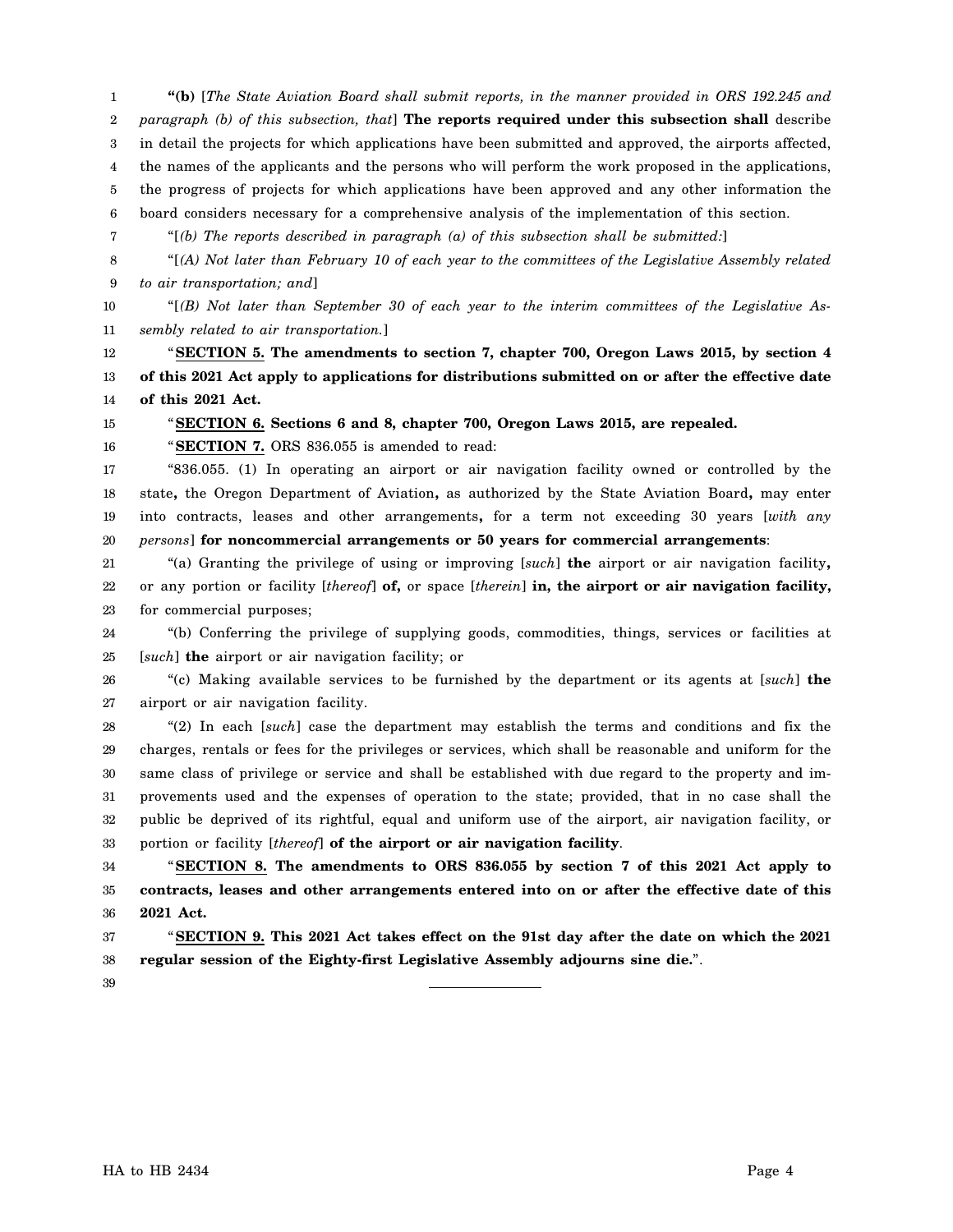"**(b)** [*The State Aviation Board shall submit reports, in the manner provided in ORS 192.245 and paragraph (b) of this subsection, that*] **The reports required under this subsection shall** describe in detail the projects for which applications have been submitted and approved, the airports affected, the names of the applicants and the persons who will perform the work proposed in the applications, the progress of projects for which applications have been approved and any other information the board considers necessary for a comprehensive analysis of the implementation of this section.

"[*(b) The reports described in paragraph (a) of this subsection shall be submitted:*]

"[*(A) Not later than February 10 of each year to the committees of the Legislative Assembly related to air transportation; and*]

"[*(B) Not later than September 30 of each year to the interim committees of the Legislative Assembly related to air transportation.*]

"**SECTION 5. The amendments to section 7, chapter 700, Oregon Laws 2015, by section 4 of this 2021 Act apply to applications for distributions submitted on or after the effective date of this 2021 Act.**

"**SECTION 6. Sections 6 and 8, chapter 700, Oregon Laws 2015, are repealed.**

"**SECTION 7.** ORS 836.055 is amended to read:

"836.055. (1) In operating an airport or air navigation facility owned or controlled by the state**,** the Oregon Department of Aviation**,** as authorized by the State Aviation Board**,** may enter into contracts, leases and other arrangements**,** for a term not exceeding 30 years [*with any persons*] **for noncommercial arrangements or 50 years for commercial arrangements**:

"(a) Granting the privilege of using or improving [*such*] **the** airport or air navigation facility**,** or any portion or facility [*thereof*] **of,** or space [*therein*] **in, the airport or air navigation facility,** for commercial purposes;

"(b) Conferring the privilege of supplying goods, commodities, things, services or facilities at [*such*] **the** airport or air navigation facility; or

"(c) Making available services to be furnished by the department or its agents at [*such*] **the** airport or air navigation facility.

"(2) In each [*such*] case the department may establish the terms and conditions and fix the charges, rentals or fees for the privileges or services, which shall be reasonable and uniform for the same class of privilege or service and shall be established with due regard to the property and improvements used and the expenses of operation to the state; provided, that in no case shall the public be deprived of its rightful, equal and uniform use of the airport, air navigation facility, or portion or facility [*thereof*] **of the airport or air navigation facility**.

"**SECTION 8. The amendments to ORS 836.055 by section 7 of this 2021 Act apply to contracts, leases and other arrangements entered into on or after the effective date of this 2021 Act.**

"**SECTION 9. This 2021 Act takes effect on the 91st day after the date on which the 2021 regular session of the Eighty-first Legislative Assembly adjourns sine die.**".